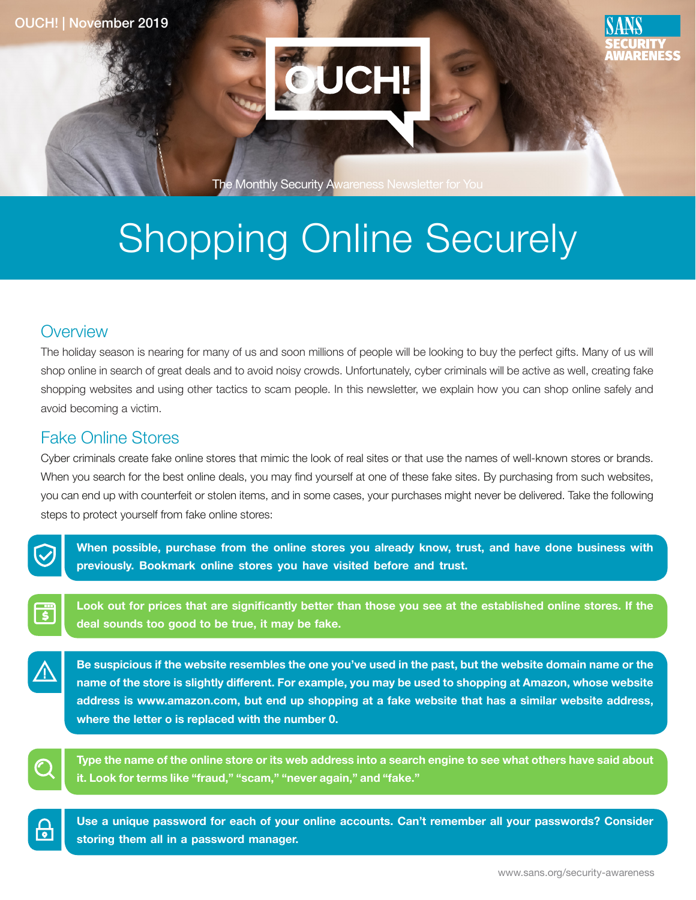OUCH! | November 2019

# OUCH!

The Monthly Security Awareness Newsletter for You

# Shopping Online Securely

## Overview

The holiday season is nearing for many of us and soon millions of people will be looking to buy the perfect gifts. Many of us will shop online in search of great deals and to avoid noisy crowds. Unfortunately, cyber criminals will be active as well, creating fake shopping websites and using other tactics to scam people. In this newsletter, we explain how you can shop online safely and avoid becoming a victim.

## Fake Online Stores

Cyber criminals create fake online stores that mimic the look of real sites or that use the names of well-known stores or brands. When you search for the best online deals, you may find yourself at one of these fake sites. By purchasing from such websites, you can end up with counterfeit or stolen items, and in some cases, your purchases might never be delivered. Take the following steps to protect yourself from fake online stores:

- **When possible, purchase from the online stores you already know, trust, and have done business with previously. Bookmark online stores you have visited before and trust.**
- **Look out for prices that are significantly better than those you see at the established online stores. If the deal sounds too good to be true, it may be fake.**
- **Be suspicious if the website resembles the one you've used in the past, but the website domain name or the name of the store is slightly different. For example, you may be used to shopping at Amazon, whose website address is www.amazon.com, but end up shopping at a fake website that has a similar website address, where the letter o is replaced with the number 0.**
- **Type the name of the online store or its web address into a search engine to see what others have said about it. Look for terms like "fraud," "scam," "never again," and "fake."**
- **Use a unique password for each of your online accounts. Can't remember all your passwords? Consider storing them all in a password manager.**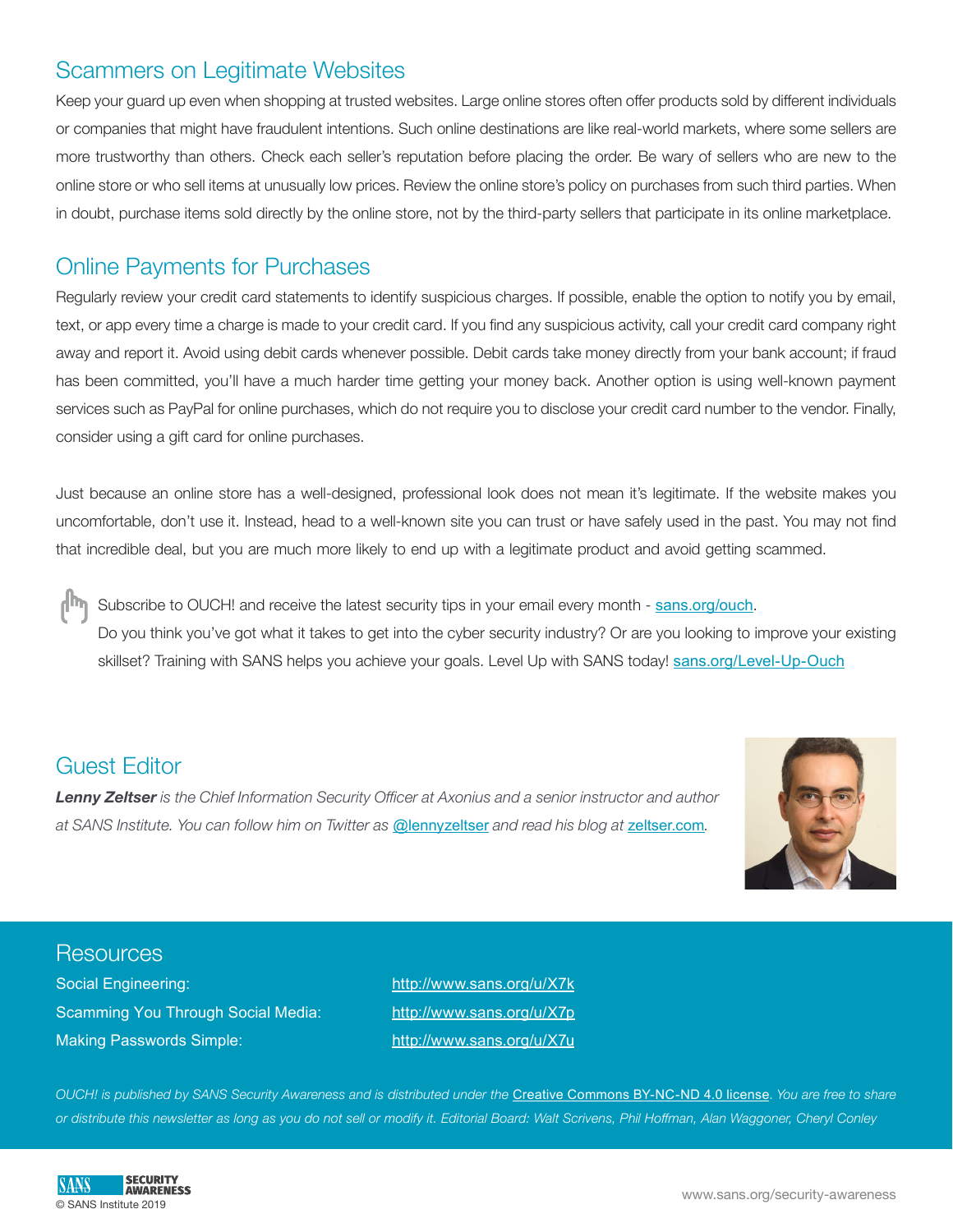## Scammers on Legitimate Websites

Keep your guard up even when shopping at trusted websites. Large online stores often offer products sold by different individuals or companies that might have fraudulent intentions. Such online destinations are like real-world markets, where some sellers are more trustworthy than others. Check each seller's reputation before placing the order. Be wary of sellers who are new to the online store or who sell items at unusually low prices. Review the online store's policy on purchases from such third parties. When in doubt, purchase items sold directly by the online store, not by the third-party sellers that participate in its online marketplace.

## Online Payments for Purchases

Regularly review your credit card statements to identify suspicious charges. If possible, enable the option to notify you by email, text, or app every time a charge is made to your credit card. If you find any suspicious activity, call your credit card company right away and report it. Avoid using debit cards whenever possible. Debit cards take money directly from your bank account; if fraud has been committed, you'll have a much harder time getting your money back. Another option is using well-known payment services such as PayPal for online purchases, which do not require you to disclose your credit card number to the vendor. Finally, consider using a gift card for online purchases.

Just because an online store has a well-designed, professional look does not mean it's legitimate. If the website makes you uncomfortable, don't use it. Instead, head to a well-known site you can trust or have safely used in the past. You may not find that incredible deal, but you are much more likely to end up with a legitimate product and avoid getting scammed.

Subscribe to OUCH! and receive the latest security tips in your email every month - sans.org/ouch.
Do you think you've got what it takes to get into the cyber security industry? Or are you looking to improve your existing skillset? Training with SANS helps you achieve your goals. Level Up with SANS today! sans.org/Level-Up-Ouch

## Guest Editor

***Lenny Zeltser*** *is the Chief Information Security Officer at Axonius and a senior instructor and author at SANS Institute. You can follow him on Twitter as @lennyzeltser and read his blog at zeltser.com.*

## Resources

| | |
|---|---|
| Social Engineering: | http://www.sans.org/u/X7k |
| Scamming You Through Social Media: | http://www.sans.org/u/X7p |
| Making Passwords Simple: | http://www.sans.org/u/X7u |

*OUCH! is published by SANS Security Awareness and is distributed under the Creative Commons BY-NC-ND 4.0 license. You are free to share or distribute this newsletter as long as you do not sell or modify it. Editorial Board: Walt Scrivens, Phil Hoffman, Alan Waggoner, Cheryl Conley*

© SANS Institute 2019